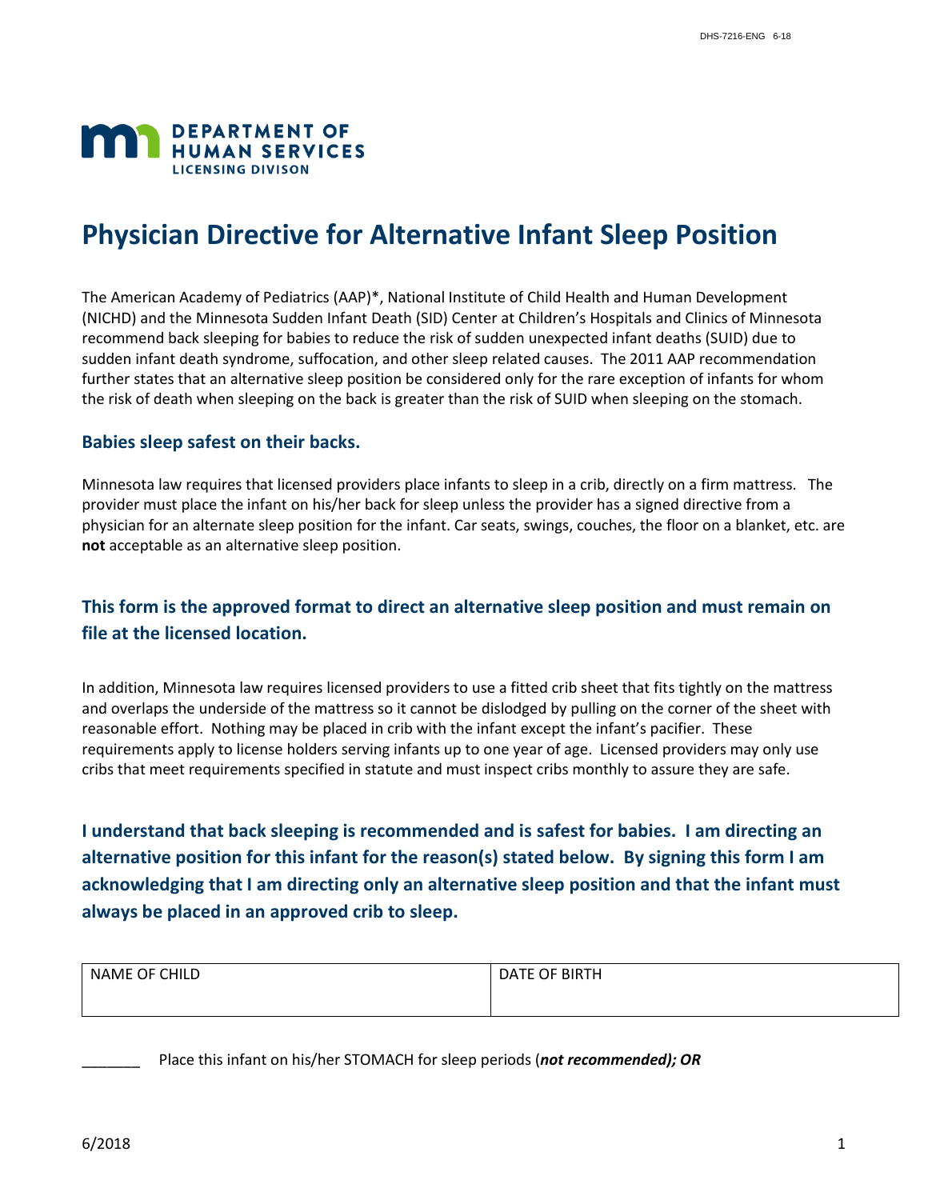DEPARTMENT OF HUMAN SERVICES
LICENSING DIVISON

# Physician Directive for Alternative Infant Sleep Position

The American Academy of Pediatrics (AAP)*, National Institute of Child Health and Human Development (NICHD) and the Minnesota Sudden Infant Death (SID) Center at Children's Hospitals and Clinics of Minnesota recommend back sleeping for babies to reduce the risk of sudden unexpected infant deaths (SUID) due to sudden infant death syndrome, suffocation, and other sleep related causes. The 2011 AAP recommendation further states that an alternative sleep position be considered only for the rare exception of infants for whom the risk of death when sleeping on the back is greater than the risk of SUID when sleeping on the stomach.

### Babies sleep safest on their backs.

Minnesota law requires that licensed providers place infants to sleep in a crib, directly on a firm mattress. The provider must place the infant on his/her back for sleep unless the provider has a signed directive from a physician for an alternate sleep position for the infant. Car seats, swings, couches, the floor on a blanket, etc. are **not** acceptable as an alternative sleep position.

## This form is the approved format to direct an alternative sleep position and must remain on file at the licensed location.

In addition, Minnesota law requires licensed providers to use a fitted crib sheet that fits tightly on the mattress and overlaps the underside of the mattress so it cannot be dislodged by pulling on the corner of the sheet with reasonable effort. Nothing may be placed in crib with the infant except the infant's pacifier. These requirements apply to license holders serving infants up to one year of age. Licensed providers may only use cribs that meet requirements specified in statute and must inspect cribs monthly to assure they are safe.

**I understand that back sleeping is recommended and is safest for babies. I am directing an alternative position for this infant for the reason(s) stated below. By signing this form I am acknowledging that I am directing only an alternative sleep position and that the infant must always be placed in an approved crib to sleep.**

| NAME OF CHILD | DATE OF BIRTH |
|---|---|
| | |

_______ Place this infant on his/her STOMACH for sleep periods (***not recommended); OR***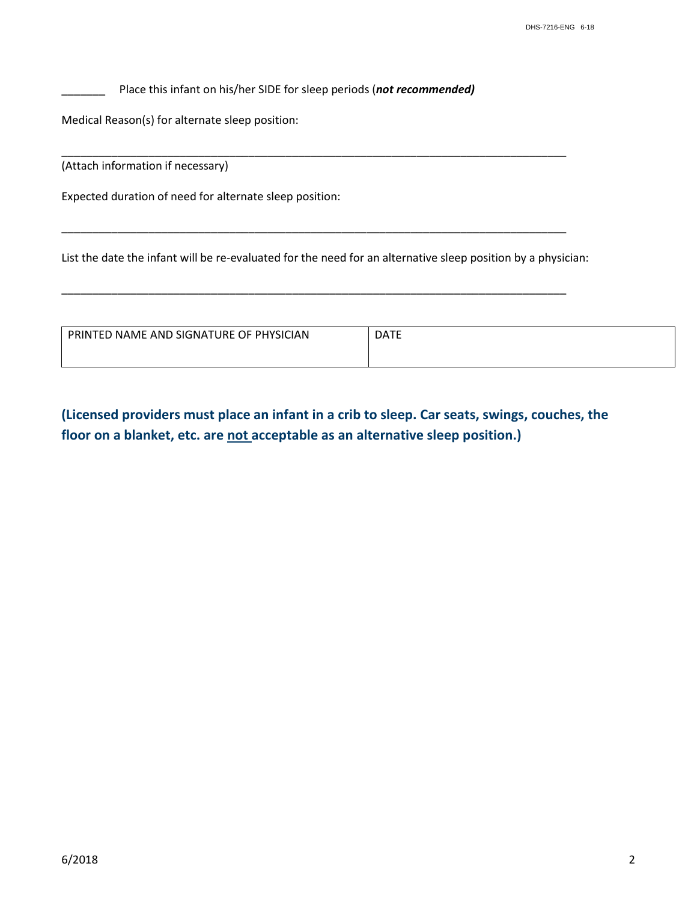_______ Place this infant on his/her SIDE for sleep periods (***not recommended)***

Medical Reason(s) for alternate sleep position:

______________________________________________________________________________

(Attach information if necessary)

Expected duration of need for alternate sleep position:

______________________________________________________________________________

List the date the infant will be re-evaluated for the need for an alternative sleep position by a physician:

______________________________________________________________________________

| PRINTED NAME AND SIGNATURE OF PHYSICIAN | DATE |
|---|---|
| | |

**(Licensed providers must place an infant in a crib to sleep. Car seats, swings, couches, the floor on a blanket, etc. are <u>not</u> acceptable as an alternative sleep position.)**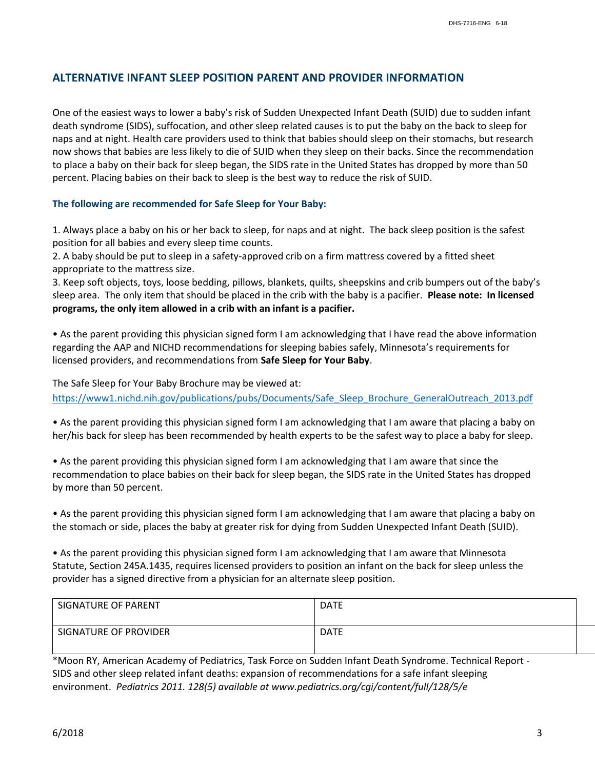## ALTERNATIVE INFANT SLEEP POSITION PARENT AND PROVIDER INFORMATION

One of the easiest ways to lower a baby's risk of Sudden Unexpected Infant Death (SUID) due to sudden infant death syndrome (SIDS), suffocation, and other sleep related causes is to put the baby on the back to sleep for naps and at night. Health care providers used to think that babies should sleep on their stomachs, but research now shows that babies are less likely to die of SUID when they sleep on their backs. Since the recommendation to place a baby on their back for sleep began, the SIDS rate in the United States has dropped by more than 50 percent. Placing babies on their back to sleep is the best way to reduce the risk of SUID.

### The following are recommended for Safe Sleep for Your Baby:

1. Always place a baby on his or her back to sleep, for naps and at night. The back sleep position is the safest position for all babies and every sleep time counts.
2. A baby should be put to sleep in a safety-approved crib on a firm mattress covered by a fitted sheet appropriate to the mattress size.
3. Keep soft objects, toys, loose bedding, pillows, blankets, quilts, sheepskins and crib bumpers out of the baby's sleep area. The only item that should be placed in the crib with the baby is a pacifier. **Please note: In licensed programs, the only item allowed in a crib with an infant is a pacifier.**

• As the parent providing this physician signed form I am acknowledging that I have read the above information regarding the AAP and NICHD recommendations for sleeping babies safely, Minnesota's requirements for licensed providers, and recommendations from **Safe Sleep for Your Baby**.

The Safe Sleep for Your Baby Brochure may be viewed at:
https://www1.nichd.nih.gov/publications/pubs/Documents/Safe_Sleep_Brochure_GeneralOutreach_2013.pdf

• As the parent providing this physician signed form I am acknowledging that I am aware that placing a baby on her/his back for sleep has been recommended by health experts to be the safest way to place a baby for sleep.

• As the parent providing this physician signed form I am acknowledging that I am aware that since the recommendation to place babies on their back for sleep began, the SIDS rate in the United States has dropped by more than 50 percent.

• As the parent providing this physician signed form I am acknowledging that I am aware that placing a baby on the stomach or side, places the baby at greater risk for dying from Sudden Unexpected Infant Death (SUID).

• As the parent providing this physician signed form I am acknowledging that I am aware that Minnesota Statute, Section 245A.1435, requires licensed providers to position an infant on the back for sleep unless the provider has a signed directive from a physician for an alternate sleep position.

| | |
|---|---|
| SIGNATURE OF PARENT | DATE |
| SIGNATURE OF PROVIDER | DATE |

*Moon RY, American Academy of Pediatrics, Task Force on Sudden Infant Death Syndrome. Technical Report - SIDS and other sleep related infant deaths: expansion of recommendations for a safe infant sleeping environment. *Pediatrics 2011. 128(5) available at www.pediatrics.org/cgi/content/full/128/5/e*